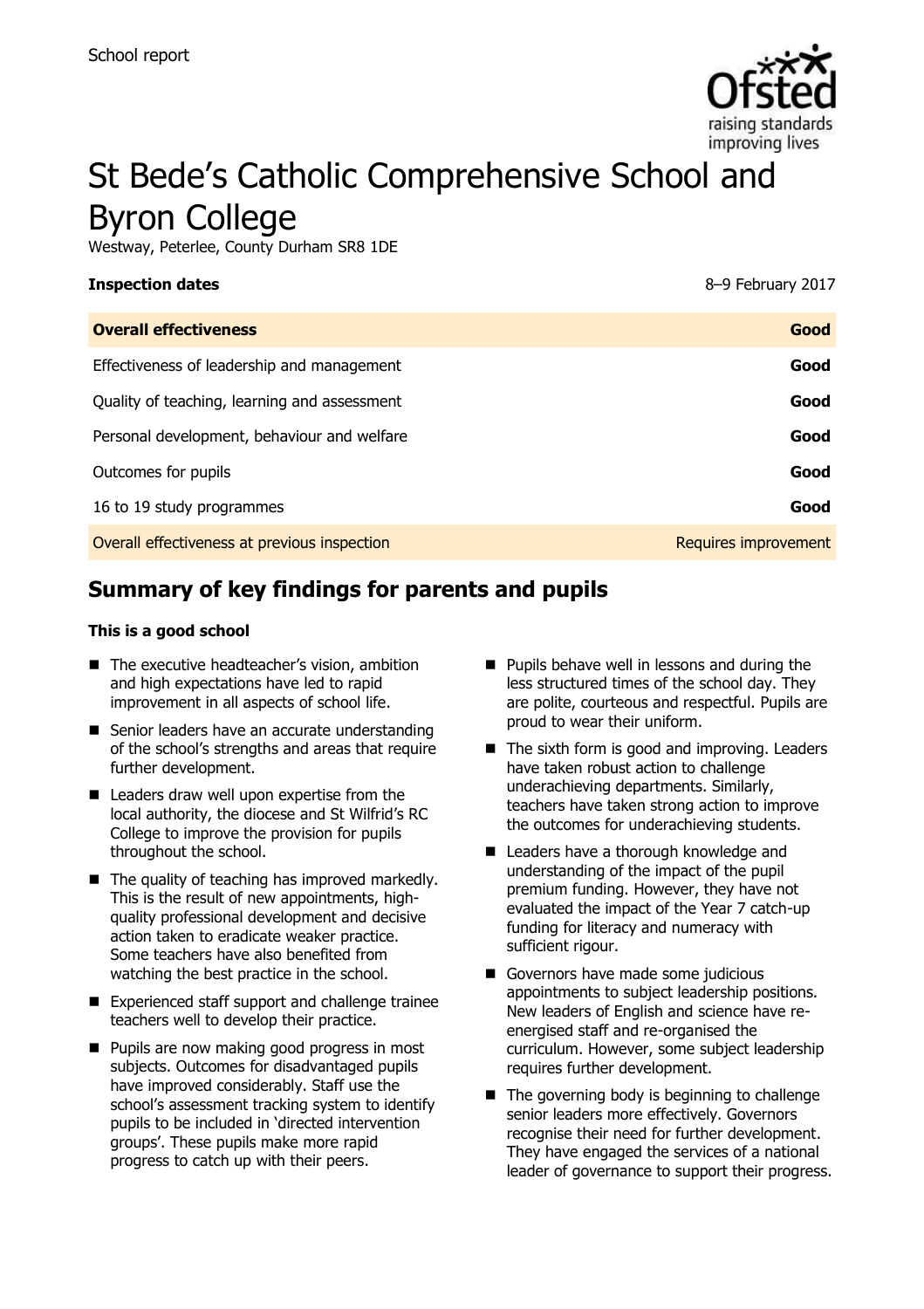School report

# St Bede's Catholic Comprehensive School and Byron College

Westway, Peterlee, County Durham SR8 1DE

| **Inspection dates** | 8–9 February 2017 |
| --- | --- |
| **Overall effectiveness** | **Good** |
| Effectiveness of leadership and management | **Good** |
| Quality of teaching, learning and assessment | **Good** |
| Personal development, behaviour and welfare | **Good** |
| Outcomes for pupils | **Good** |
| 16 to 19 study programmes | **Good** |
| Overall effectiveness at previous inspection | Requires improvement |

## Summary of key findings for parents and pupils

**This is a good school**

- The executive headteacher's vision, ambition and high expectations have led to rapid improvement in all aspects of school life.
- Senior leaders have an accurate understanding of the school's strengths and areas that require further development.
- Leaders draw well upon expertise from the local authority, the diocese and St Wilfrid's RC College to improve the provision for pupils throughout the school.
- The quality of teaching has improved markedly. This is the result of new appointments, high-quality professional development and decisive action taken to eradicate weaker practice. Some teachers have also benefited from watching the best practice in the school.
- Experienced staff support and challenge trainee teachers well to develop their practice.
- Pupils are now making good progress in most subjects. Outcomes for disadvantaged pupils have improved considerably. Staff use the school's assessment tracking system to identify pupils to be included in 'directed intervention groups'. These pupils make more rapid progress to catch up with their peers.
- Pupils behave well in lessons and during the less structured times of the school day. They are polite, courteous and respectful. Pupils are proud to wear their uniform.
- The sixth form is good and improving. Leaders have taken robust action to challenge underachieving departments. Similarly, teachers have taken strong action to improve the outcomes for underachieving students.
- Leaders have a thorough knowledge and understanding of the impact of the pupil premium funding. However, they have not evaluated the impact of the Year 7 catch-up funding for literacy and numeracy with sufficient rigour.
- Governors have made some judicious appointments to subject leadership positions. New leaders of English and science have re-energised staff and re-organised the curriculum. However, some subject leadership requires further development.
- The governing body is beginning to challenge senior leaders more effectively. Governors recognise their need for further development. They have engaged the services of a national leader of governance to support their progress.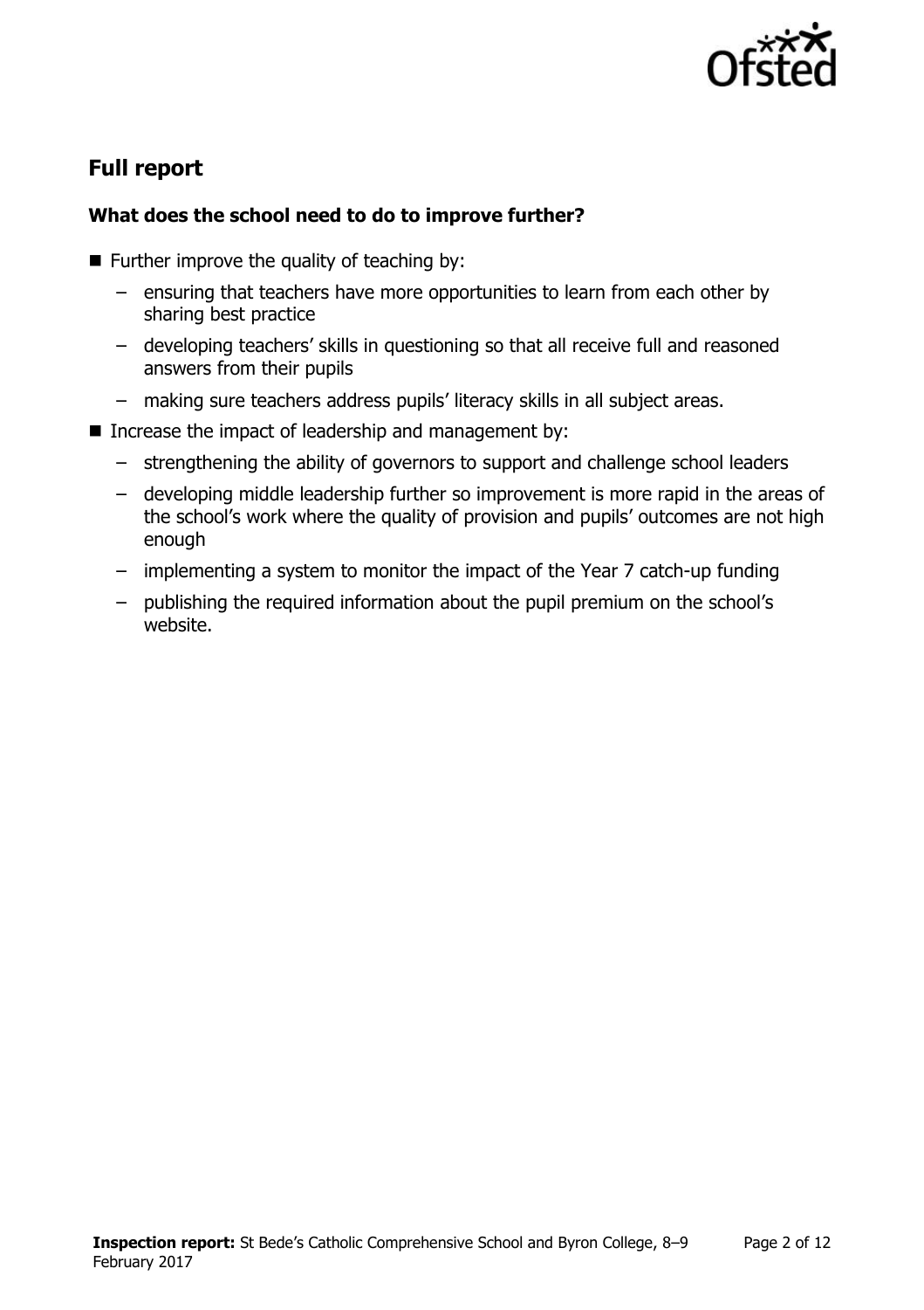## Full report

### What does the school need to do to improve further?

- Further improve the quality of teaching by:
  - ensuring that teachers have more opportunities to learn from each other by sharing best practice
  - developing teachers' skills in questioning so that all receive full and reasoned answers from their pupils
  - making sure teachers address pupils' literacy skills in all subject areas.
- Increase the impact of leadership and management by:
  - strengthening the ability of governors to support and challenge school leaders
  - developing middle leadership further so improvement is more rapid in the areas of the school's work where the quality of provision and pupils' outcomes are not high enough
  - implementing a system to monitor the impact of the Year 7 catch-up funding
  - publishing the required information about the pupil premium on the school's website.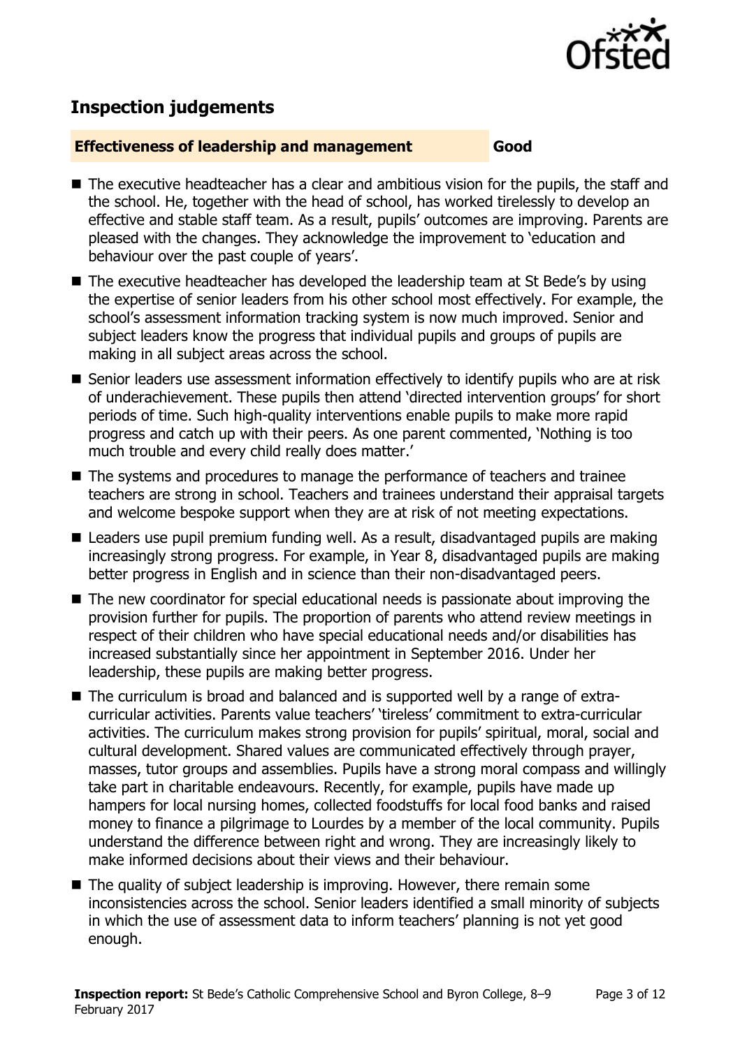## Inspection judgements

**Effectiveness of leadership and management** **Good**

- The executive headteacher has a clear and ambitious vision for the pupils, the staff and the school. He, together with the head of school, has worked tirelessly to develop an effective and stable staff team. As a result, pupils' outcomes are improving. Parents are pleased with the changes. They acknowledge the improvement to 'education and behaviour over the past couple of years'.
- The executive headteacher has developed the leadership team at St Bede's by using the expertise of senior leaders from his other school most effectively. For example, the school's assessment information tracking system is now much improved. Senior and subject leaders know the progress that individual pupils and groups of pupils are making in all subject areas across the school.
- Senior leaders use assessment information effectively to identify pupils who are at risk of underachievement. These pupils then attend 'directed intervention groups' for short periods of time. Such high-quality interventions enable pupils to make more rapid progress and catch up with their peers. As one parent commented, 'Nothing is too much trouble and every child really does matter.'
- The systems and procedures to manage the performance of teachers and trainee teachers are strong in school. Teachers and trainees understand their appraisal targets and welcome bespoke support when they are at risk of not meeting expectations.
- Leaders use pupil premium funding well. As a result, disadvantaged pupils are making increasingly strong progress. For example, in Year 8, disadvantaged pupils are making better progress in English and in science than their non-disadvantaged peers.
- The new coordinator for special educational needs is passionate about improving the provision further for pupils. The proportion of parents who attend review meetings in respect of their children who have special educational needs and/or disabilities has increased substantially since her appointment in September 2016. Under her leadership, these pupils are making better progress.
- The curriculum is broad and balanced and is supported well by a range of extra-curricular activities. Parents value teachers' 'tireless' commitment to extra-curricular activities. The curriculum makes strong provision for pupils' spiritual, moral, social and cultural development. Shared values are communicated effectively through prayer, masses, tutor groups and assemblies. Pupils have a strong moral compass and willingly take part in charitable endeavours. Recently, for example, pupils have made up hampers for local nursing homes, collected foodstuffs for local food banks and raised money to finance a pilgrimage to Lourdes by a member of the local community. Pupils understand the difference between right and wrong. They are increasingly likely to make informed decisions about their views and their behaviour.
- The quality of subject leadership is improving. However, there remain some inconsistencies across the school. Senior leaders identified a small minority of subjects in which the use of assessment data to inform teachers' planning is not yet good enough.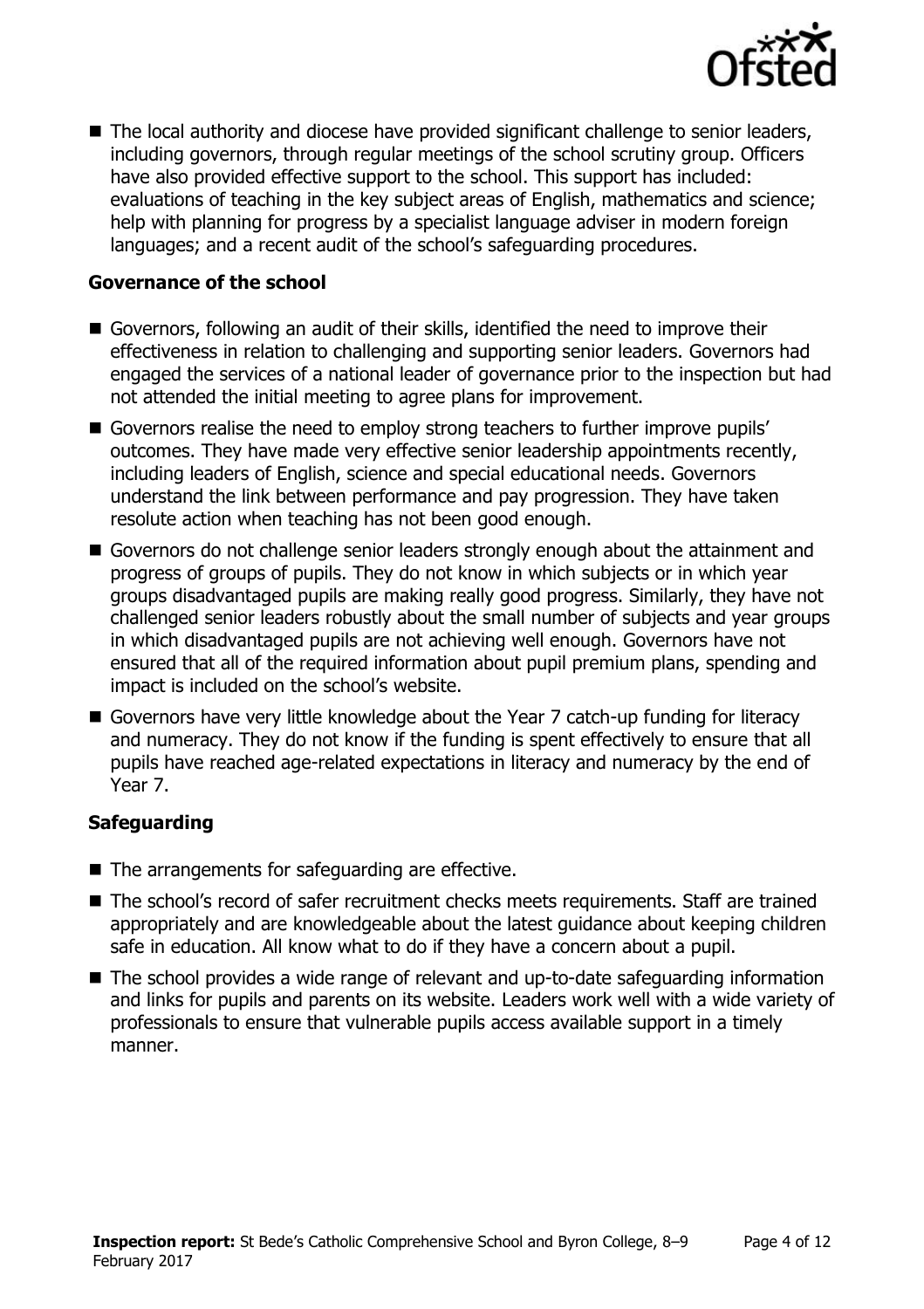- The local authority and diocese have provided significant challenge to senior leaders, including governors, through regular meetings of the school scrutiny group. Officers have also provided effective support to the school. This support has included: evaluations of teaching in the key subject areas of English, mathematics and science; help with planning for progress by a specialist language adviser in modern foreign languages; and a recent audit of the school's safeguarding procedures.

### Governance of the school

- Governors, following an audit of their skills, identified the need to improve their effectiveness in relation to challenging and supporting senior leaders. Governors had engaged the services of a national leader of governance prior to the inspection but had not attended the initial meeting to agree plans for improvement.
- Governors realise the need to employ strong teachers to further improve pupils' outcomes. They have made very effective senior leadership appointments recently, including leaders of English, science and special educational needs. Governors understand the link between performance and pay progression. They have taken resolute action when teaching has not been good enough.
- Governors do not challenge senior leaders strongly enough about the attainment and progress of groups of pupils. They do not know in which subjects or in which year groups disadvantaged pupils are making really good progress. Similarly, they have not challenged senior leaders robustly about the small number of subjects and year groups in which disadvantaged pupils are not achieving well enough. Governors have not ensured that all of the required information about pupil premium plans, spending and impact is included on the school's website.
- Governors have very little knowledge about the Year 7 catch-up funding for literacy and numeracy. They do not know if the funding is spent effectively to ensure that all pupils have reached age-related expectations in literacy and numeracy by the end of Year 7.

### Safeguarding

- The arrangements for safeguarding are effective.
- The school's record of safer recruitment checks meets requirements. Staff are trained appropriately and are knowledgeable about the latest guidance about keeping children safe in education. All know what to do if they have a concern about a pupil.
- The school provides a wide range of relevant and up-to-date safeguarding information and links for pupils and parents on its website. Leaders work well with a wide variety of professionals to ensure that vulnerable pupils access available support in a timely manner.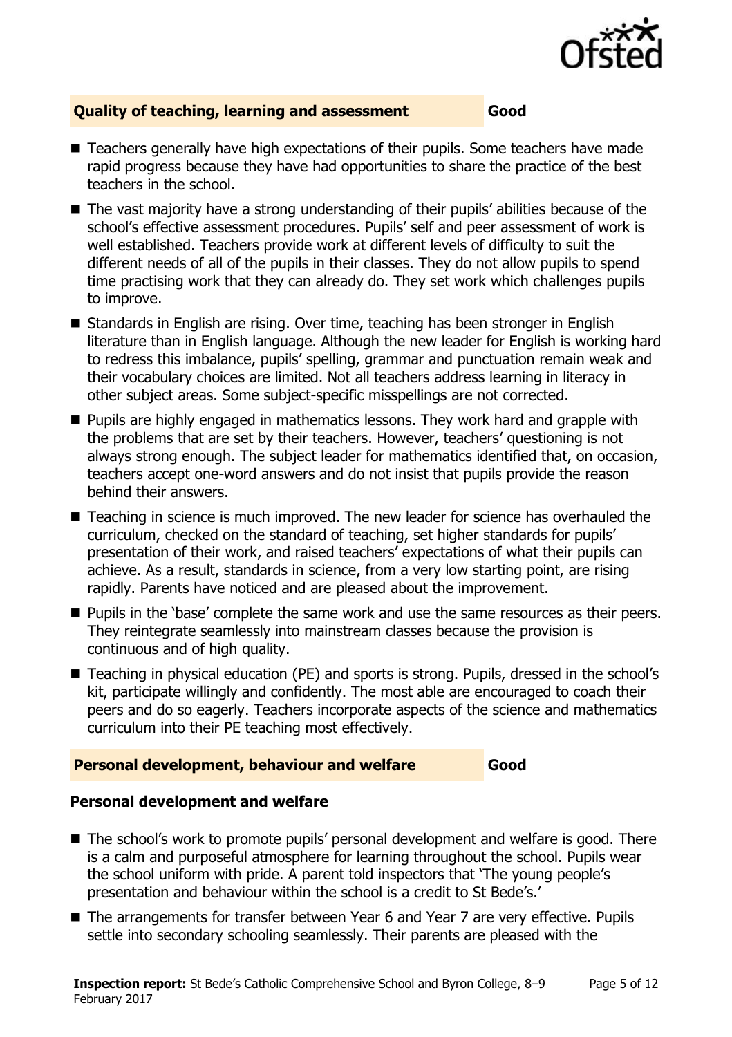## Quality of teaching, learning and assessment — Good

- Teachers generally have high expectations of their pupils. Some teachers have made rapid progress because they have had opportunities to share the practice of the best teachers in the school.
- The vast majority have a strong understanding of their pupils' abilities because of the school's effective assessment procedures. Pupils' self and peer assessment of work is well established. Teachers provide work at different levels of difficulty to suit the different needs of all of the pupils in their classes. They do not allow pupils to spend time practising work that they can already do. They set work which challenges pupils to improve.
- Standards in English are rising. Over time, teaching has been stronger in English literature than in English language. Although the new leader for English is working hard to redress this imbalance, pupils' spelling, grammar and punctuation remain weak and their vocabulary choices are limited. Not all teachers address learning in literacy in other subject areas. Some subject-specific misspellings are not corrected.
- Pupils are highly engaged in mathematics lessons. They work hard and grapple with the problems that are set by their teachers. However, teachers' questioning is not always strong enough. The subject leader for mathematics identified that, on occasion, teachers accept one-word answers and do not insist that pupils provide the reason behind their answers.
- Teaching in science is much improved. The new leader for science has overhauled the curriculum, checked on the standard of teaching, set higher standards for pupils' presentation of their work, and raised teachers' expectations of what their pupils can achieve. As a result, standards in science, from a very low starting point, are rising rapidly. Parents have noticed and are pleased about the improvement.
- Pupils in the 'base' complete the same work and use the same resources as their peers. They reintegrate seamlessly into mainstream classes because the provision is continuous and of high quality.
- Teaching in physical education (PE) and sports is strong. Pupils, dressed in the school's kit, participate willingly and confidently. The most able are encouraged to coach their peers and do so eagerly. Teachers incorporate aspects of the science and mathematics curriculum into their PE teaching most effectively.

## Personal development, behaviour and welfare — Good

### Personal development and welfare

- The school's work to promote pupils' personal development and welfare is good. There is a calm and purposeful atmosphere for learning throughout the school. Pupils wear the school uniform with pride. A parent told inspectors that 'The young people's presentation and behaviour within the school is a credit to St Bede's.'
- The arrangements for transfer between Year 6 and Year 7 are very effective. Pupils settle into secondary schooling seamlessly. Their parents are pleased with the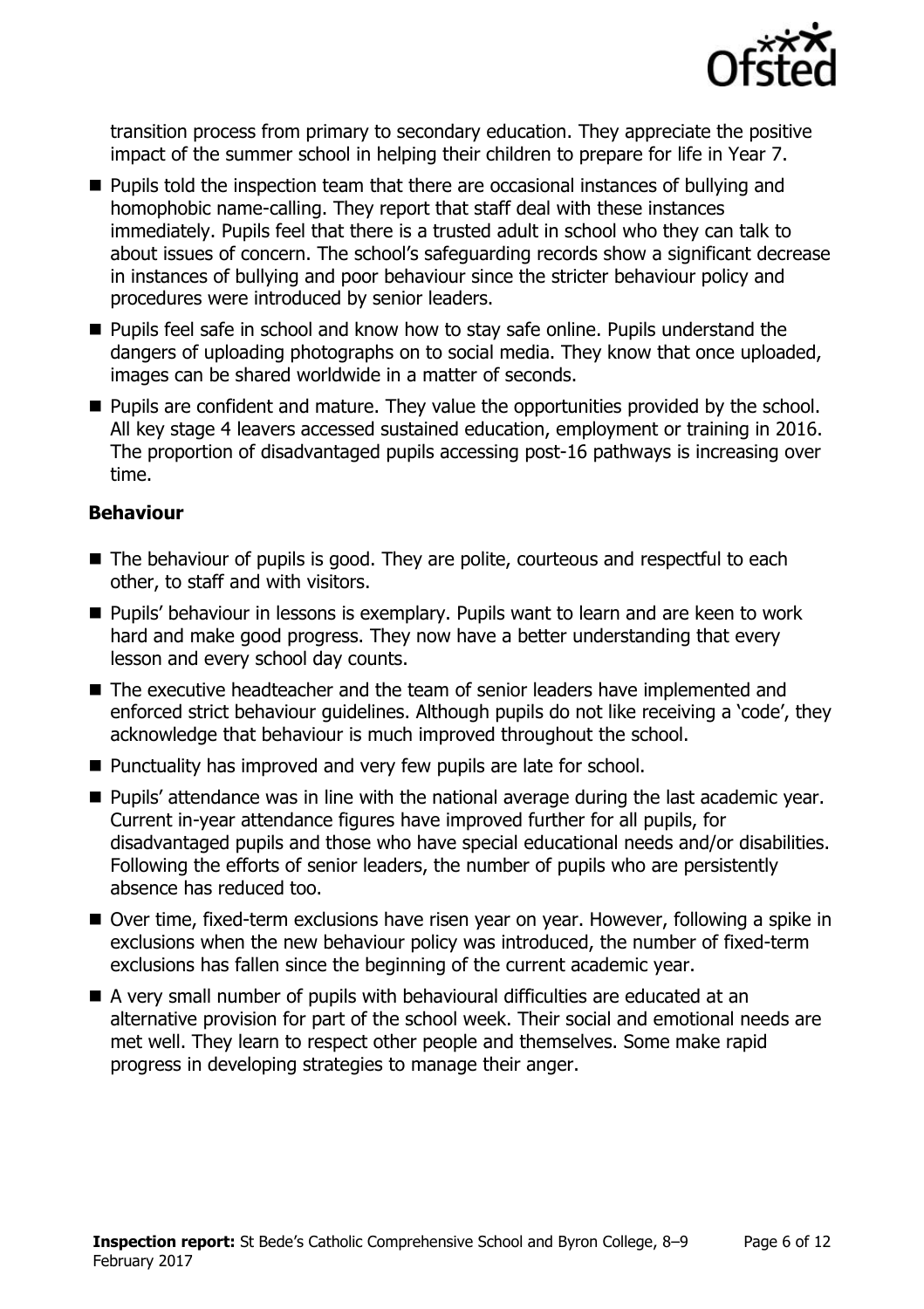transition process from primary to secondary education. They appreciate the positive impact of the summer school in helping their children to prepare for life in Year 7.

- Pupils told the inspection team that there are occasional instances of bullying and homophobic name-calling. They report that staff deal with these instances immediately. Pupils feel that there is a trusted adult in school who they can talk to about issues of concern. The school's safeguarding records show a significant decrease in instances of bullying and poor behaviour since the stricter behaviour policy and procedures were introduced by senior leaders.
- Pupils feel safe in school and know how to stay safe online. Pupils understand the dangers of uploading photographs on to social media. They know that once uploaded, images can be shared worldwide in a matter of seconds.
- Pupils are confident and mature. They value the opportunities provided by the school. All key stage 4 leavers accessed sustained education, employment or training in 2016. The proportion of disadvantaged pupils accessing post-16 pathways is increasing over time.

### Behaviour

- The behaviour of pupils is good. They are polite, courteous and respectful to each other, to staff and with visitors.
- Pupils' behaviour in lessons is exemplary. Pupils want to learn and are keen to work hard and make good progress. They now have a better understanding that every lesson and every school day counts.
- The executive headteacher and the team of senior leaders have implemented and enforced strict behaviour guidelines. Although pupils do not like receiving a 'code', they acknowledge that behaviour is much improved throughout the school.
- Punctuality has improved and very few pupils are late for school.
- Pupils' attendance was in line with the national average during the last academic year. Current in-year attendance figures have improved further for all pupils, for disadvantaged pupils and those who have special educational needs and/or disabilities. Following the efforts of senior leaders, the number of pupils who are persistently absence has reduced too.
- Over time, fixed-term exclusions have risen year on year. However, following a spike in exclusions when the new behaviour policy was introduced, the number of fixed-term exclusions has fallen since the beginning of the current academic year.
- A very small number of pupils with behavioural difficulties are educated at an alternative provision for part of the school week. Their social and emotional needs are met well. They learn to respect other people and themselves. Some make rapid progress in developing strategies to manage their anger.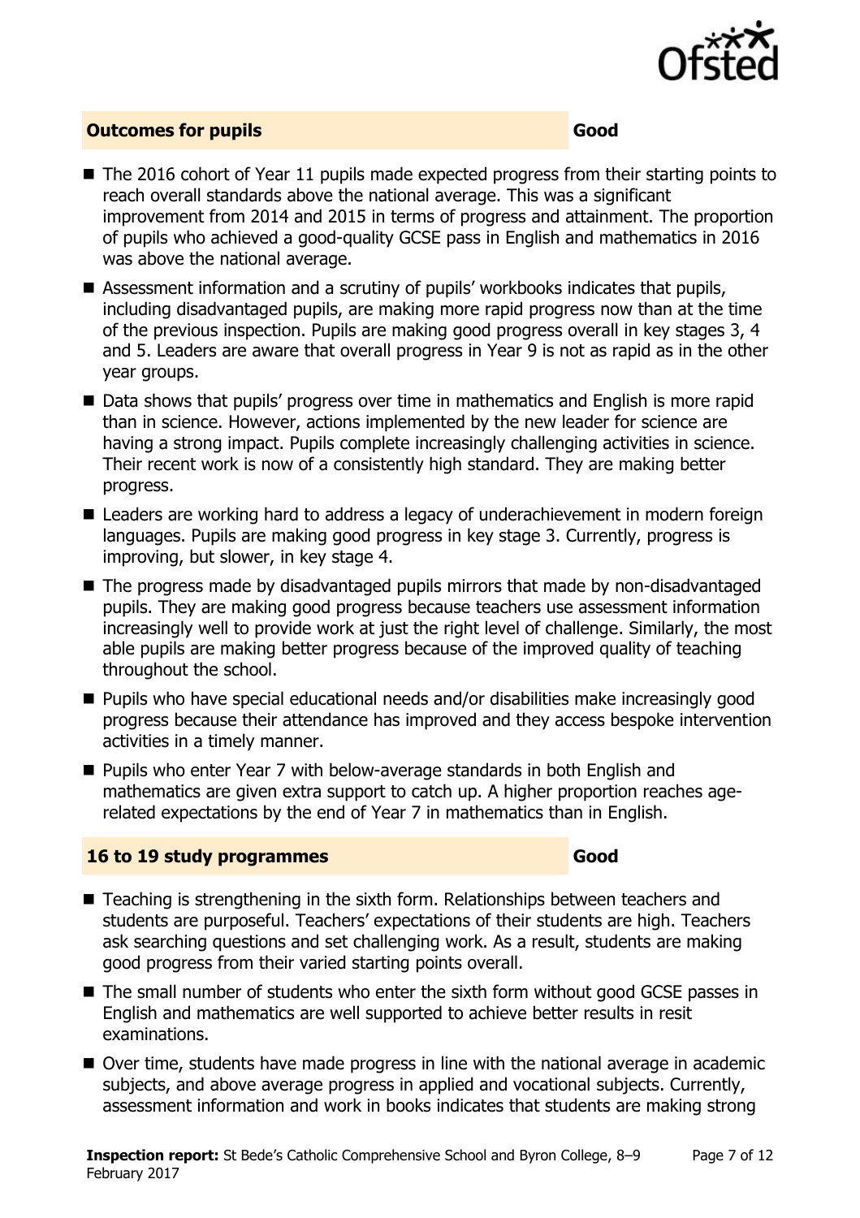## Outcomes for pupils — Good

- The 2016 cohort of Year 11 pupils made expected progress from their starting points to reach overall standards above the national average. This was a significant improvement from 2014 and 2015 in terms of progress and attainment. The proportion of pupils who achieved a good-quality GCSE pass in English and mathematics in 2016 was above the national average.
- Assessment information and a scrutiny of pupils' workbooks indicates that pupils, including disadvantaged pupils, are making more rapid progress now than at the time of the previous inspection. Pupils are making good progress overall in key stages 3, 4 and 5. Leaders are aware that overall progress in Year 9 is not as rapid as in the other year groups.
- Data shows that pupils' progress over time in mathematics and English is more rapid than in science. However, actions implemented by the new leader for science are having a strong impact. Pupils complete increasingly challenging activities in science. Their recent work is now of a consistently high standard. They are making better progress.
- Leaders are working hard to address a legacy of underachievement in modern foreign languages. Pupils are making good progress in key stage 3. Currently, progress is improving, but slower, in key stage 4.
- The progress made by disadvantaged pupils mirrors that made by non-disadvantaged pupils. They are making good progress because teachers use assessment information increasingly well to provide work at just the right level of challenge. Similarly, the most able pupils are making better progress because of the improved quality of teaching throughout the school.
- Pupils who have special educational needs and/or disabilities make increasingly good progress because their attendance has improved and they access bespoke intervention activities in a timely manner.
- Pupils who enter Year 7 with below-average standards in both English and mathematics are given extra support to catch up. A higher proportion reaches age-related expectations by the end of Year 7 in mathematics than in English.

## 16 to 19 study programmes — Good

- Teaching is strengthening in the sixth form. Relationships between teachers and students are purposeful. Teachers' expectations of their students are high. Teachers ask searching questions and set challenging work. As a result, students are making good progress from their varied starting points overall.
- The small number of students who enter the sixth form without good GCSE passes in English and mathematics are well supported to achieve better results in resit examinations.
- Over time, students have made progress in line with the national average in academic subjects, and above average progress in applied and vocational subjects. Currently, assessment information and work in books indicates that students are making strong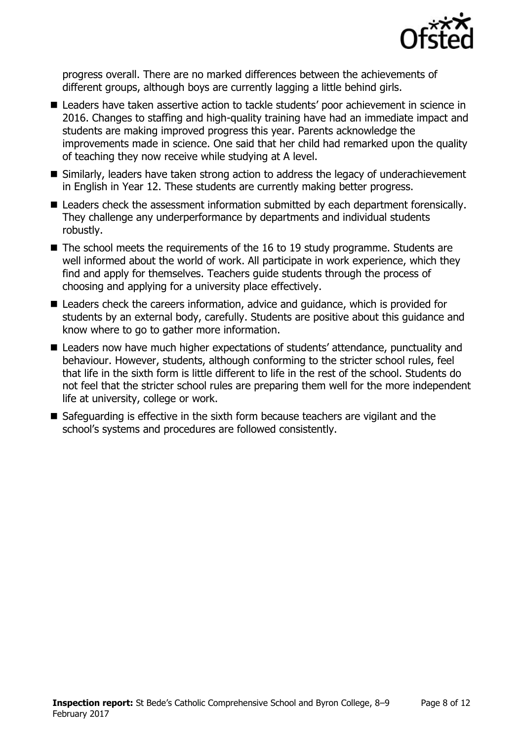progress overall. There are no marked differences between the achievements of different groups, although boys are currently lagging a little behind girls.

- Leaders have taken assertive action to tackle students' poor achievement in science in 2016. Changes to staffing and high-quality training have had an immediate impact and students are making improved progress this year. Parents acknowledge the improvements made in science. One said that her child had remarked upon the quality of teaching they now receive while studying at A level.
- Similarly, leaders have taken strong action to address the legacy of underachievement in English in Year 12. These students are currently making better progress.
- Leaders check the assessment information submitted by each department forensically. They challenge any underperformance by departments and individual students robustly.
- The school meets the requirements of the 16 to 19 study programme. Students are well informed about the world of work. All participate in work experience, which they find and apply for themselves. Teachers guide students through the process of choosing and applying for a university place effectively.
- Leaders check the careers information, advice and guidance, which is provided for students by an external body, carefully. Students are positive about this guidance and know where to go to gather more information.
- Leaders now have much higher expectations of students' attendance, punctuality and behaviour. However, students, although conforming to the stricter school rules, feel that life in the sixth form is little different to life in the rest of the school. Students do not feel that the stricter school rules are preparing them well for the more independent life at university, college or work.
- Safeguarding is effective in the sixth form because teachers are vigilant and the school's systems and procedures are followed consistently.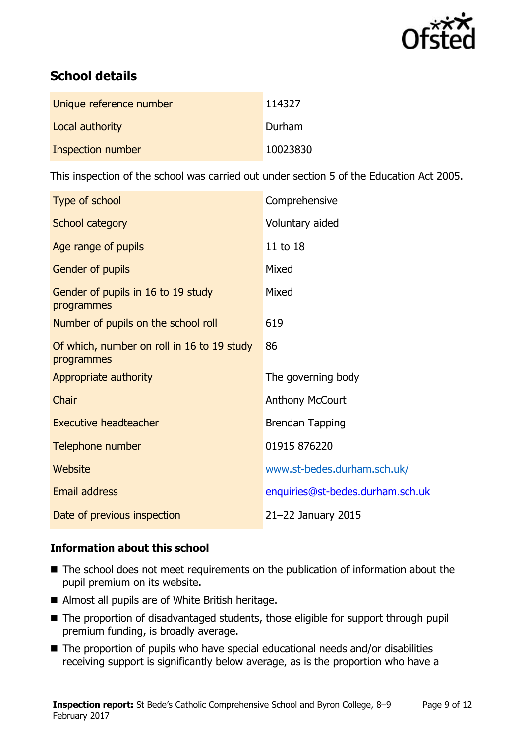## School details

| | |
|---|---|
| Unique reference number | 114327 |
| Local authority | Durham |
| Inspection number | 10023830 |

This inspection of the school was carried out under section 5 of the Education Act 2005.

| | |
|---|---|
| Type of school | Comprehensive |
| School category | Voluntary aided |
| Age range of pupils | 11 to 18 |
| Gender of pupils | Mixed |
| Gender of pupils in 16 to 19 study programmes | Mixed |
| Number of pupils on the school roll | 619 |
| Of which, number on roll in 16 to 19 study programmes | 86 |
| Appropriate authority | The governing body |
| Chair | Anthony McCourt |
| Executive headteacher | Brendan Tapping |
| Telephone number | 01915 876220 |
| Website | www.st-bedes.durham.sch.uk/ |
| Email address | enquiries@st-bedes.durham.sch.uk |
| Date of previous inspection | 21–22 January 2015 |

### Information about this school

- The school does not meet requirements on the publication of information about the pupil premium on its website.
- Almost all pupils are of White British heritage.
- The proportion of disadvantaged students, those eligible for support through pupil premium funding, is broadly average.
- The proportion of pupils who have special educational needs and/or disabilities receiving support is significantly below average, as is the proportion who have a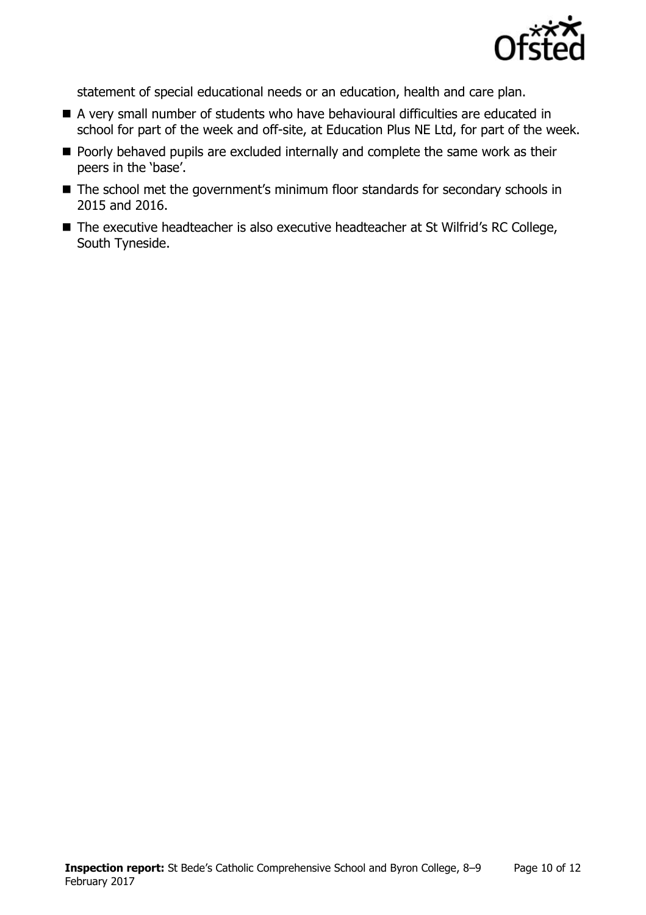statement of special educational needs or an education, health and care plan.

- A very small number of students who have behavioural difficulties are educated in school for part of the week and off-site, at Education Plus NE Ltd, for part of the week.
- Poorly behaved pupils are excluded internally and complete the same work as their peers in the 'base'.
- The school met the government's minimum floor standards for secondary schools in 2015 and 2016.
- The executive headteacher is also executive headteacher at St Wilfrid's RC College, South Tyneside.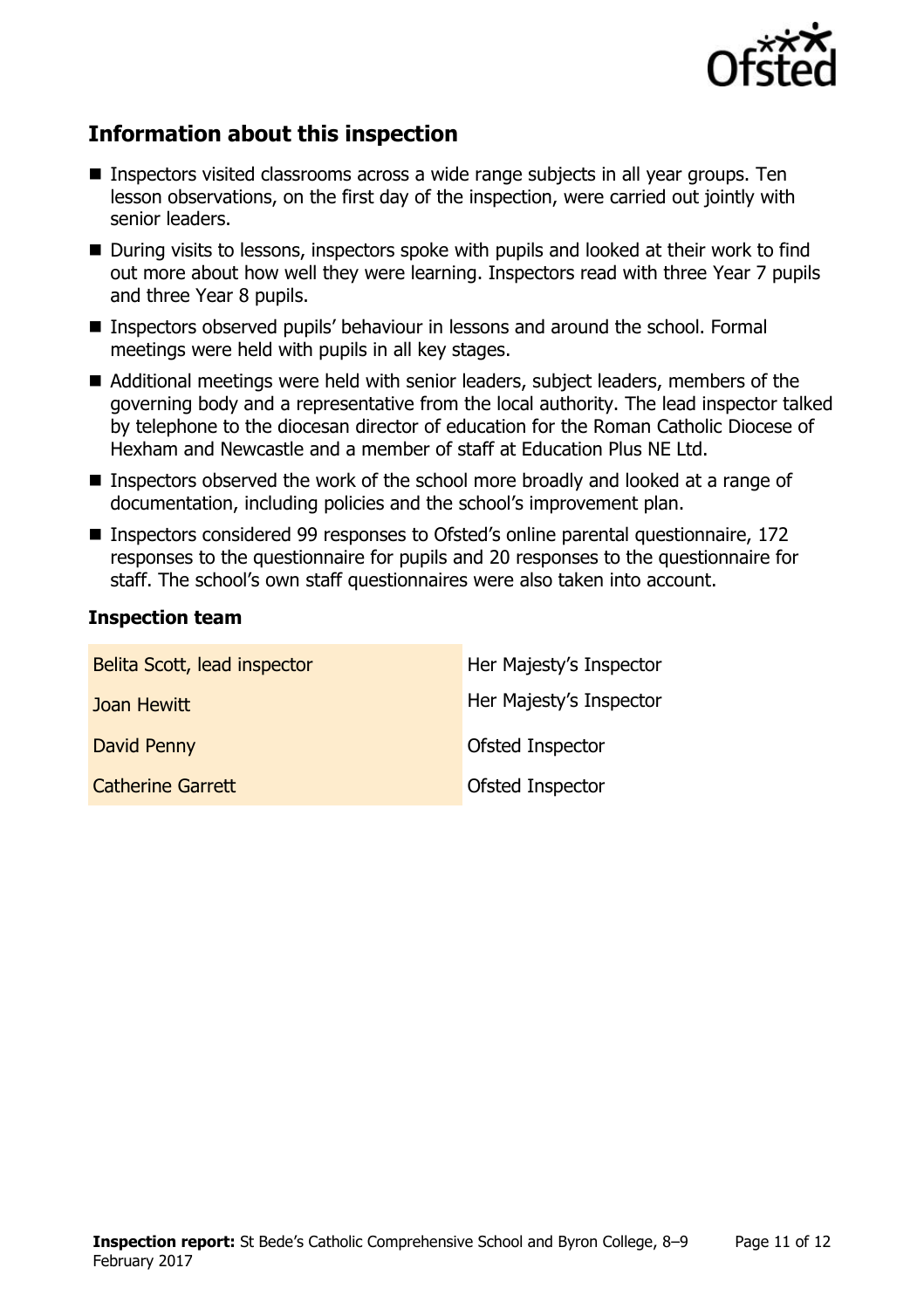## Information about this inspection

- Inspectors visited classrooms across a wide range subjects in all year groups. Ten lesson observations, on the first day of the inspection, were carried out jointly with senior leaders.
- During visits to lessons, inspectors spoke with pupils and looked at their work to find out more about how well they were learning. Inspectors read with three Year 7 pupils and three Year 8 pupils.
- Inspectors observed pupils' behaviour in lessons and around the school. Formal meetings were held with pupils in all key stages.
- Additional meetings were held with senior leaders, subject leaders, members of the governing body and a representative from the local authority. The lead inspector talked by telephone to the diocesan director of education for the Roman Catholic Diocese of Hexham and Newcastle and a member of staff at Education Plus NE Ltd.
- Inspectors observed the work of the school more broadly and looked at a range of documentation, including policies and the school's improvement plan.
- Inspectors considered 99 responses to Ofsted's online parental questionnaire, 172 responses to the questionnaire for pupils and 20 responses to the questionnaire for staff. The school's own staff questionnaires were also taken into account.

### Inspection team

| | |
|---|---|
| Belita Scott, lead inspector | Her Majesty's Inspector |
| Joan Hewitt | Her Majesty's Inspector |
| David Penny | Ofsted Inspector |
| Catherine Garrett | Ofsted Inspector |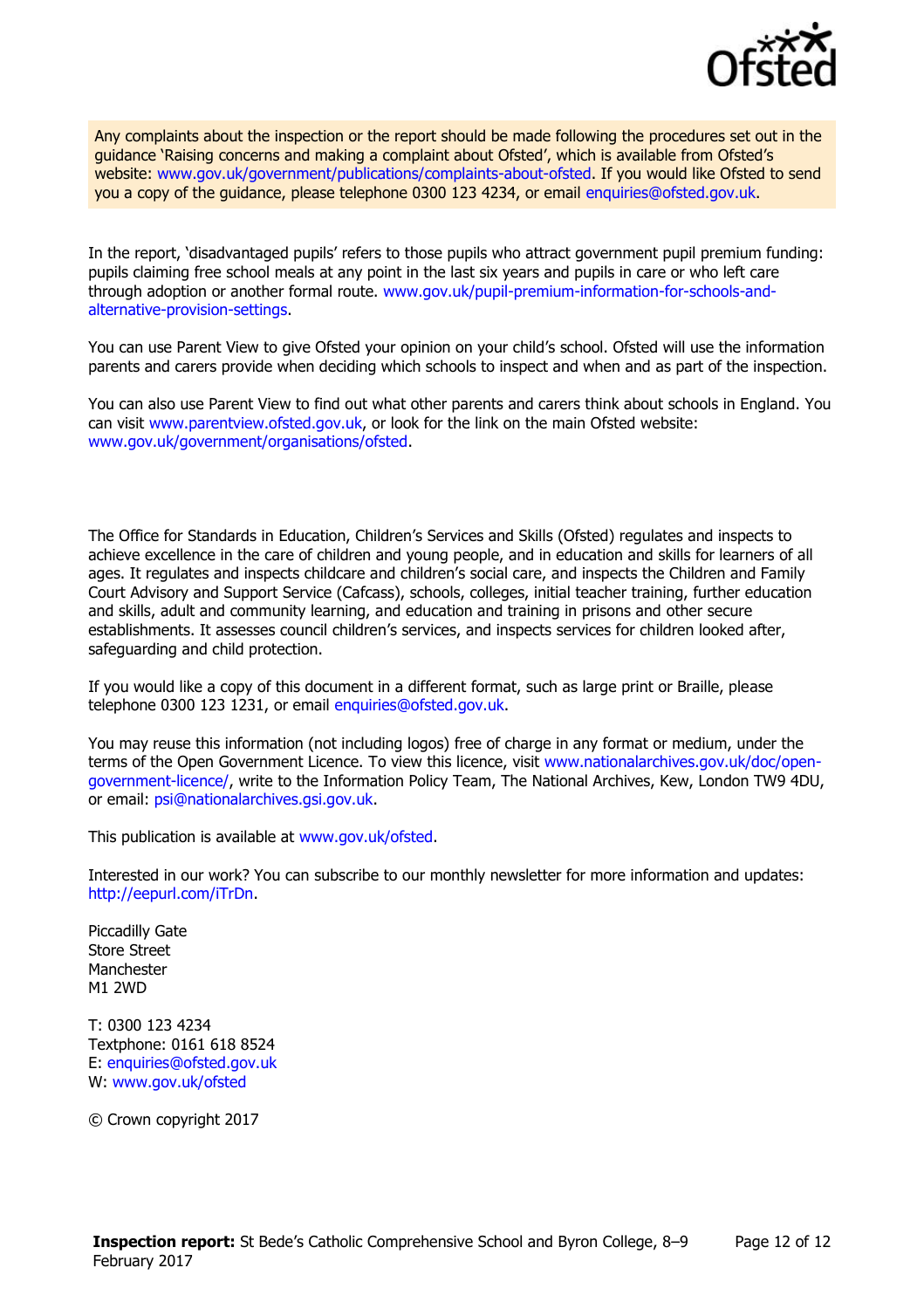Any complaints about the inspection or the report should be made following the procedures set out in the guidance 'Raising concerns and making a complaint about Ofsted', which is available from Ofsted's website: www.gov.uk/government/publications/complaints-about-ofsted. If you would like Ofsted to send you a copy of the guidance, please telephone 0300 123 4234, or email enquiries@ofsted.gov.uk.

In the report, 'disadvantaged pupils' refers to those pupils who attract government pupil premium funding: pupils claiming free school meals at any point in the last six years and pupils in care or who left care through adoption or another formal route. www.gov.uk/pupil-premium-information-for-schools-and-alternative-provision-settings.

You can use Parent View to give Ofsted your opinion on your child's school. Ofsted will use the information parents and carers provide when deciding which schools to inspect and when and as part of the inspection.

You can also use Parent View to find out what other parents and carers think about schools in England. You can visit www.parentview.ofsted.gov.uk, or look for the link on the main Ofsted website: www.gov.uk/government/organisations/ofsted.

The Office for Standards in Education, Children's Services and Skills (Ofsted) regulates and inspects to achieve excellence in the care of children and young people, and in education and skills for learners of all ages. It regulates and inspects childcare and children's social care, and inspects the Children and Family Court Advisory and Support Service (Cafcass), schools, colleges, initial teacher training, further education and skills, adult and community learning, and education and training in prisons and other secure establishments. It assesses council children's services, and inspects services for children looked after, safeguarding and child protection.

If you would like a copy of this document in a different format, such as large print or Braille, please telephone 0300 123 1231, or email enquiries@ofsted.gov.uk.

You may reuse this information (not including logos) free of charge in any format or medium, under the terms of the Open Government Licence. To view this licence, visit www.nationalarchives.gov.uk/doc/open-government-licence/, write to the Information Policy Team, The National Archives, Kew, London TW9 4DU, or email: psi@nationalarchives.gsi.gov.uk.

This publication is available at www.gov.uk/ofsted.

Interested in our work? You can subscribe to our monthly newsletter for more information and updates: http://eepurl.com/iTrDn.

Piccadilly Gate
Store Street
Manchester
M1 2WD

T: 0300 123 4234
Textphone: 0161 618 8524
E: enquiries@ofsted.gov.uk
W: www.gov.uk/ofsted

© Crown copyright 2017